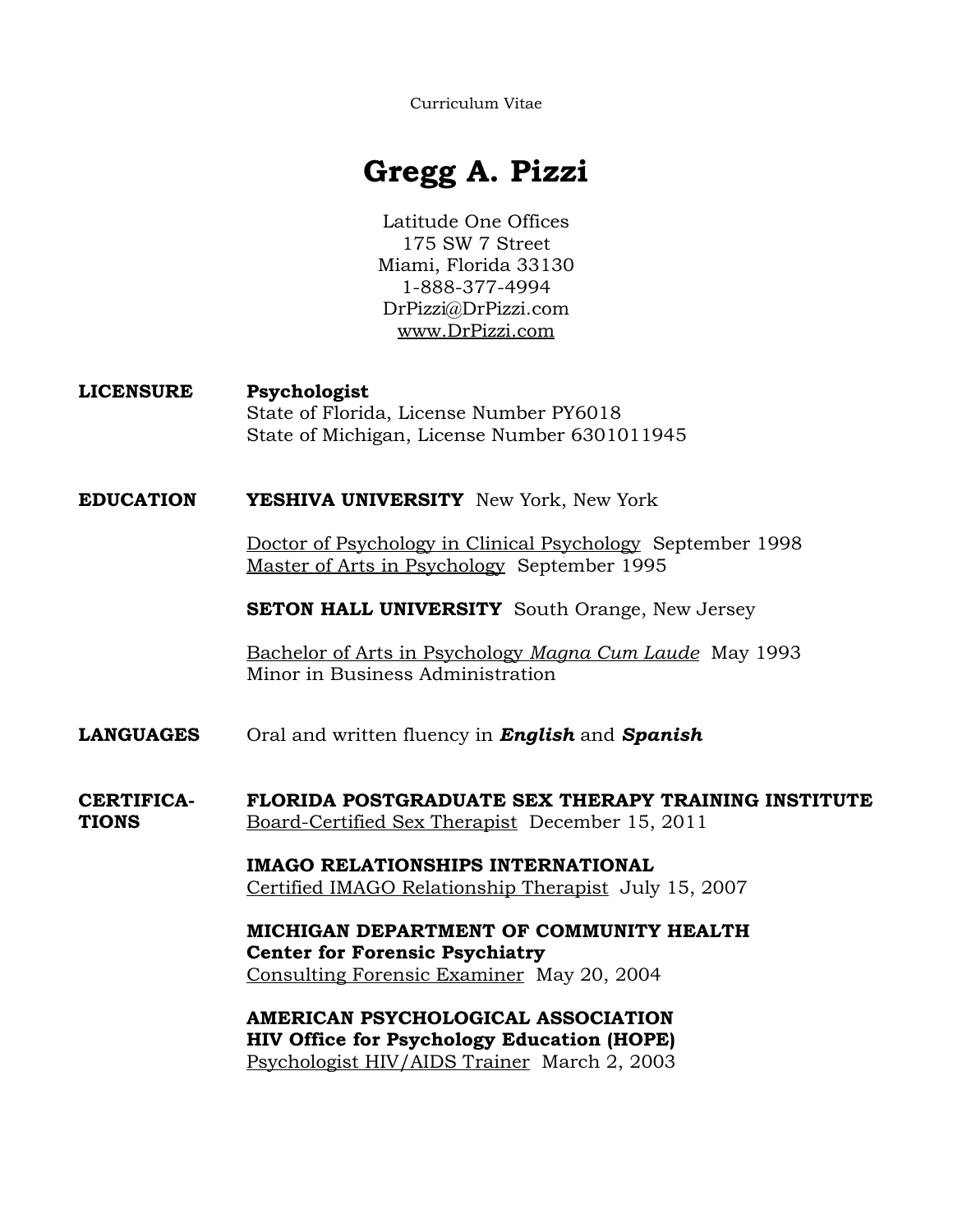Curriculum Vitae

# Gregg A. Pizzi

Latitude One Offices
175 SW 7 Street
Miami, Florida 33130
1-888-377-4994
DrPizzi@DrPizzi.com
www.DrPizzi.com

## LICENSURE

**Psychologist**
State of Florida, License Number PY6018
State of Michigan, License Number 6301011945

## EDUCATION

**YESHIVA UNIVERSITY** New York, New York

Doctor of Psychology in Clinical Psychology September 1998
Master of Arts in Psychology September 1995

**SETON HALL UNIVERSITY** South Orange, New Jersey

Bachelor of Arts in Psychology *Magna Cum Laude* May 1993
Minor in Business Administration

## LANGUAGES

Oral and written fluency in ***English*** and ***Spanish***

## CERTIFICATIONS

**FLORIDA POSTGRADUATE SEX THERAPY TRAINING INSTITUTE**
Board-Certified Sex Therapist December 15, 2011

**IMAGO RELATIONSHIPS INTERNATIONAL**
Certified IMAGO Relationship Therapist July 15, 2007

**MICHIGAN DEPARTMENT OF COMMUNITY HEALTH**
**Center for Forensic Psychiatry**
Consulting Forensic Examiner May 20, 2004

**AMERICAN PSYCHOLOGICAL ASSOCIATION**
**HIV Office for Psychology Education (HOPE)**
Psychologist HIV/AIDS Trainer March 2, 2003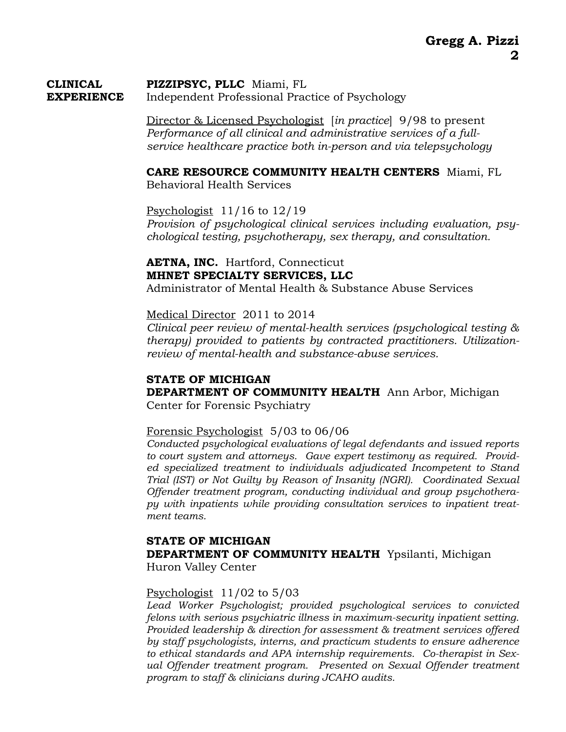## CLINICAL EXPERIENCE

**PIZZIPSYC, PLLC** Miami, FL
Independent Professional Practice of Psychology

Director & Licensed Psychologist [*in practice*] 9/98 to present
*Performance of all clinical and administrative services of a full-service healthcare practice both in-person and via telepsychology*

**CARE RESOURCE COMMUNITY HEALTH CENTERS** Miami, FL
Behavioral Health Services

Psychologist 11/16 to 12/19
*Provision of psychological clinical services including evaluation, psychological testing, psychotherapy, sex therapy, and consultation.*

**AETNA, INC.** Hartford, Connecticut
**MHNET SPECIALTY SERVICES, LLC**
Administrator of Mental Health & Substance Abuse Services

Medical Director 2011 to 2014
*Clinical peer review of mental-health services (psychological testing & therapy) provided to patients by contracted practitioners. Utilization-review of mental-health and substance-abuse services.*

**STATE OF MICHIGAN**
**DEPARTMENT OF COMMUNITY HEALTH** Ann Arbor, Michigan
Center for Forensic Psychiatry

Forensic Psychologist 5/03 to 06/06
*Conducted psychological evaluations of legal defendants and issued reports to court system and attorneys. Gave expert testimony as required. Provided specialized treatment to individuals adjudicated Incompetent to Stand Trial (IST) or Not Guilty by Reason of Insanity (NGRI). Coordinated Sexual Offender treatment program, conducting individual and group psychotherapy with inpatients while providing consultation services to inpatient treatment teams.*

**STATE OF MICHIGAN**
**DEPARTMENT OF COMMUNITY HEALTH** Ypsilanti, Michigan
Huron Valley Center

Psychologist 11/02 to 5/03
*Lead Worker Psychologist; provided psychological services to convicted felons with serious psychiatric illness in maximum-security inpatient setting. Provided leadership & direction for assessment & treatment services offered by staff psychologists, interns, and practicum students to ensure adherence to ethical standards and APA internship requirements. Co-therapist in Sexual Offender treatment program. Presented on Sexual Offender treatment program to staff & clinicians during JCAHO audits.*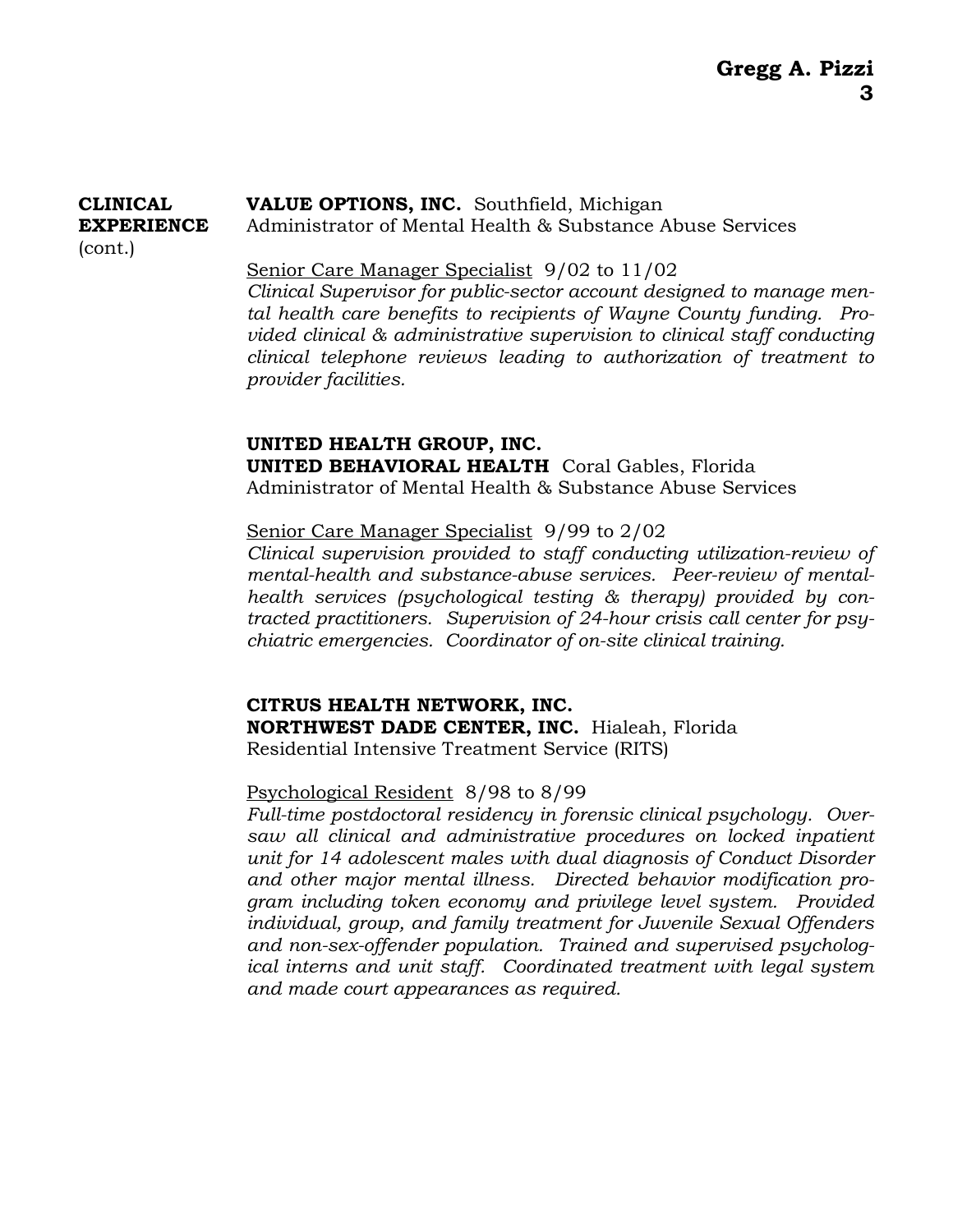**CLINICAL EXPERIENCE** (cont.)

**VALUE OPTIONS, INC.** Southfield, Michigan
Administrator of Mental Health & Substance Abuse Services

Senior Care Manager Specialist 9/02 to 11/02
*Clinical Supervisor for public-sector account designed to manage mental health care benefits to recipients of Wayne County funding. Provided clinical & administrative supervision to clinical staff conducting clinical telephone reviews leading to authorization of treatment to provider facilities.*

**UNITED HEALTH GROUP, INC.**
**UNITED BEHAVIORAL HEALTH** Coral Gables, Florida
Administrator of Mental Health & Substance Abuse Services

Senior Care Manager Specialist 9/99 to 2/02
*Clinical supervision provided to staff conducting utilization-review of mental-health and substance-abuse services. Peer-review of mental-health services (psychological testing & therapy) provided by contracted practitioners. Supervision of 24-hour crisis call center for psychiatric emergencies. Coordinator of on-site clinical training.*

**CITRUS HEALTH NETWORK, INC.**
**NORTHWEST DADE CENTER, INC.** Hialeah, Florida
Residential Intensive Treatment Service (RITS)

Psychological Resident 8/98 to 8/99
*Full-time postdoctoral residency in forensic clinical psychology. Oversaw all clinical and administrative procedures on locked inpatient unit for 14 adolescent males with dual diagnosis of Conduct Disorder and other major mental illness. Directed behavior modification program including token economy and privilege level system. Provided individual, group, and family treatment for Juvenile Sexual Offenders and non-sex-offender population. Trained and supervised psychological interns and unit staff. Coordinated treatment with legal system and made court appearances as required.*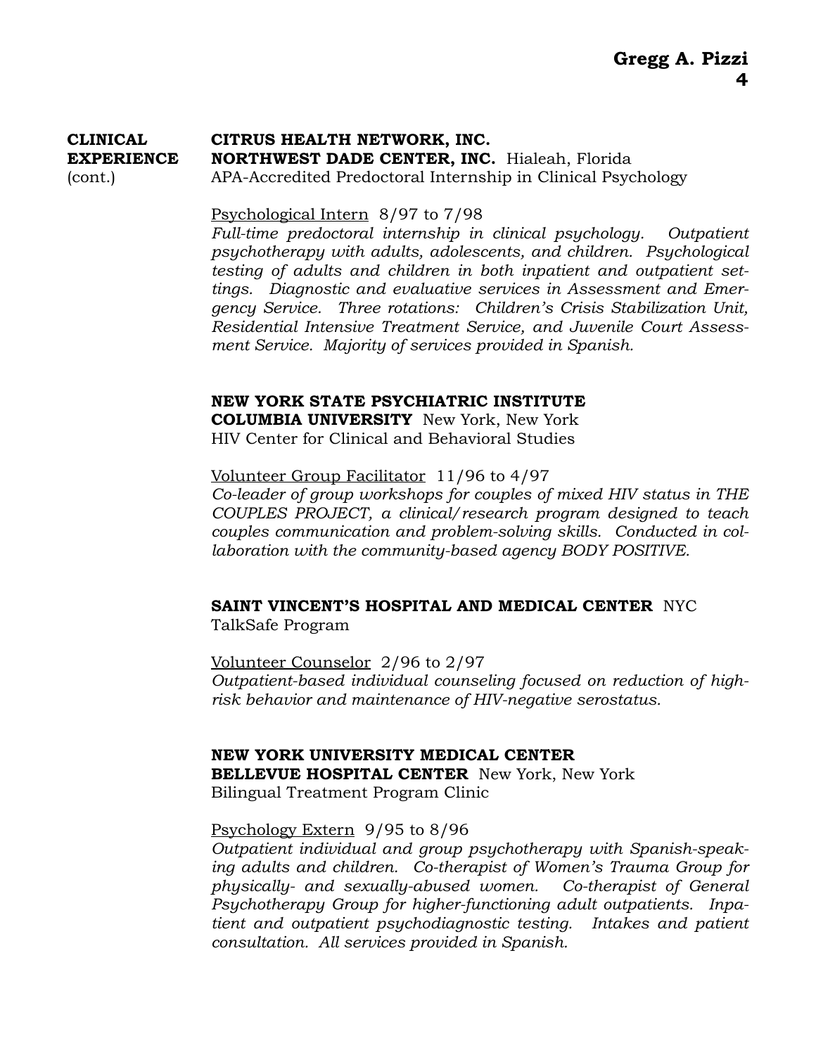**CLINICAL EXPERIENCE** (cont.)

**CITRUS HEALTH NETWORK, INC.**
**NORTHWEST DADE CENTER, INC.** Hialeah, Florida
APA-Accredited Predoctoral Internship in Clinical Psychology

Psychological Intern 8/97 to 7/98
*Full-time predoctoral internship in clinical psychology. Outpatient psychotherapy with adults, adolescents, and children. Psychological testing of adults and children in both inpatient and outpatient settings. Diagnostic and evaluative services in Assessment and Emergency Service. Three rotations: Children's Crisis Stabilization Unit, Residential Intensive Treatment Service, and Juvenile Court Assessment Service. Majority of services provided in Spanish.*

**NEW YORK STATE PSYCHIATRIC INSTITUTE**
**COLUMBIA UNIVERSITY** New York, New York
HIV Center for Clinical and Behavioral Studies

Volunteer Group Facilitator 11/96 to 4/97
*Co-leader of group workshops for couples of mixed HIV status in THE COUPLES PROJECT, a clinical/research program designed to teach couples communication and problem-solving skills. Conducted in collaboration with the community-based agency BODY POSITIVE.*

**SAINT VINCENT'S HOSPITAL AND MEDICAL CENTER** NYC
TalkSafe Program

Volunteer Counselor 2/96 to 2/97
*Outpatient-based individual counseling focused on reduction of high-risk behavior and maintenance of HIV-negative serostatus.*

**NEW YORK UNIVERSITY MEDICAL CENTER**
**BELLEVUE HOSPITAL CENTER** New York, New York
Bilingual Treatment Program Clinic

Psychology Extern 9/95 to 8/96
*Outpatient individual and group psychotherapy with Spanish-speaking adults and children. Co-therapist of Women's Trauma Group for physically- and sexually-abused women. Co-therapist of General Psychotherapy Group for higher-functioning adult outpatients. Inpatient and outpatient psychodiagnostic testing. Intakes and patient consultation. All services provided in Spanish.*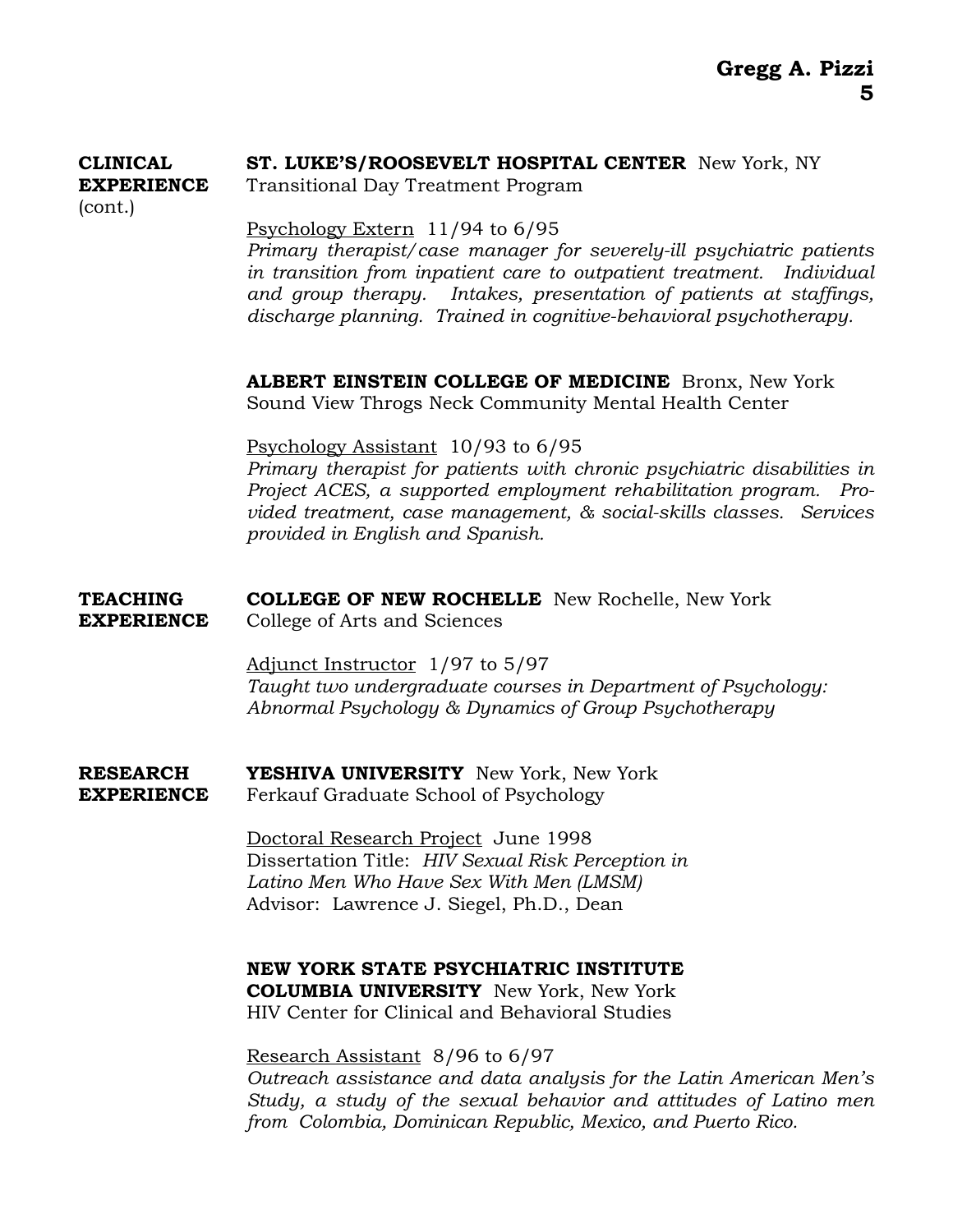## CLINICAL EXPERIENCE (cont.)

**ST. LUKE'S/ROOSEVELT HOSPITAL CENTER** New York, NY
Transitional Day Treatment Program

Psychology Extern 11/94 to 6/95
*Primary therapist/case manager for severely-ill psychiatric patients in transition from inpatient care to outpatient treatment. Individual and group therapy. Intakes, presentation of patients at staffings, discharge planning. Trained in cognitive-behavioral psychotherapy.*

**ALBERT EINSTEIN COLLEGE OF MEDICINE** Bronx, New York
Sound View Throgs Neck Community Mental Health Center

Psychology Assistant 10/93 to 6/95
*Primary therapist for patients with chronic psychiatric disabilities in Project ACES, a supported employment rehabilitation program. Provided treatment, case management, & social-skills classes. Services provided in English and Spanish.*

## TEACHING EXPERIENCE

**COLLEGE OF NEW ROCHELLE** New Rochelle, New York
College of Arts and Sciences

Adjunct Instructor 1/97 to 5/97
*Taught two undergraduate courses in Department of Psychology: Abnormal Psychology & Dynamics of Group Psychotherapy*

## RESEARCH EXPERIENCE

**YESHIVA UNIVERSITY** New York, New York
Ferkauf Graduate School of Psychology

Doctoral Research Project June 1998
Dissertation Title: *HIV Sexual Risk Perception in Latino Men Who Have Sex With Men (LMSM)*
Advisor: Lawrence J. Siegel, Ph.D., Dean

**NEW YORK STATE PSYCHIATRIC INSTITUTE**
**COLUMBIA UNIVERSITY** New York, New York
HIV Center for Clinical and Behavioral Studies

Research Assistant 8/96 to 6/97
*Outreach assistance and data analysis for the Latin American Men's Study, a study of the sexual behavior and attitudes of Latino men from Colombia, Dominican Republic, Mexico, and Puerto Rico.*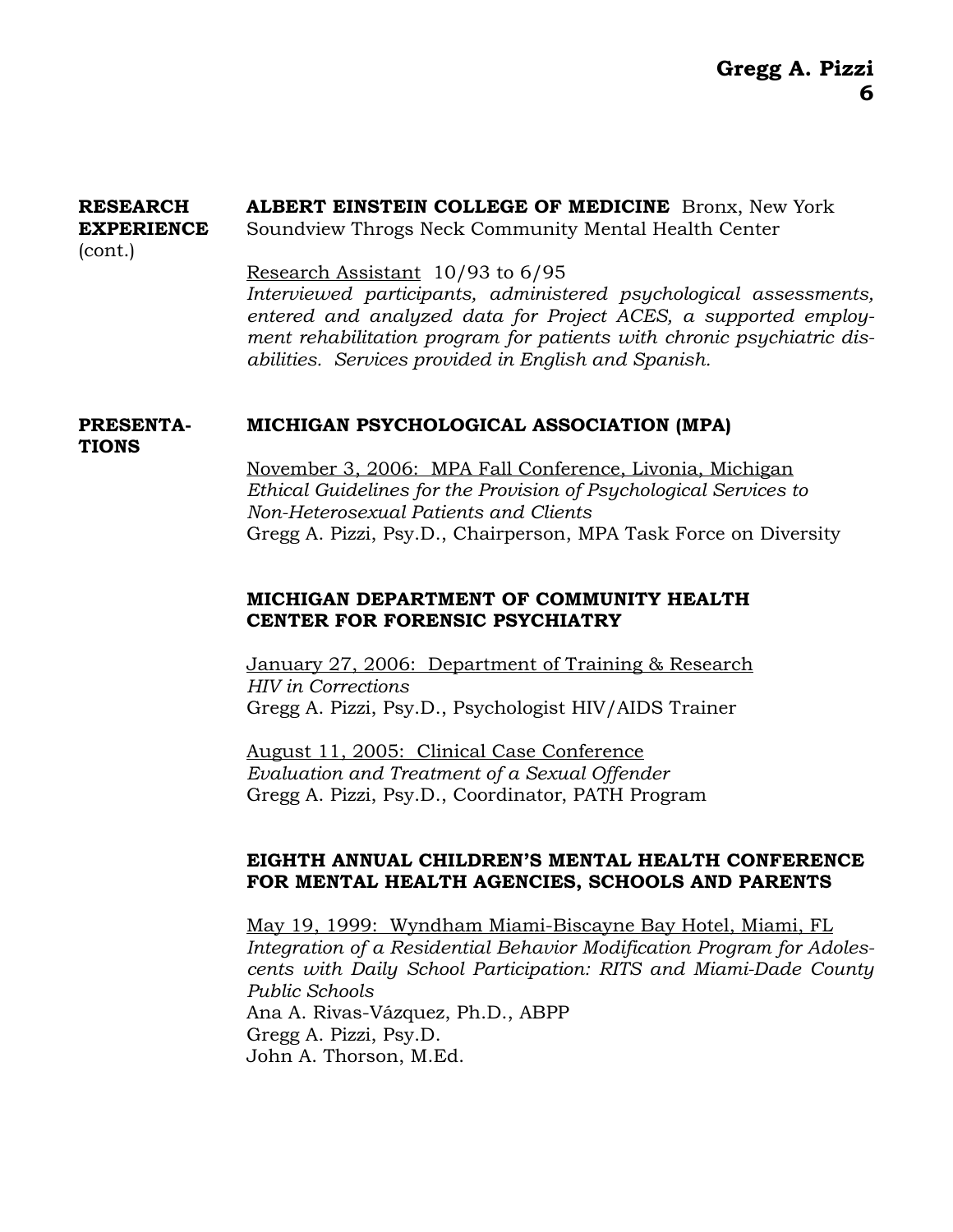## RESEARCH EXPERIENCE (cont.)

**ALBERT EINSTEIN COLLEGE OF MEDICINE** Bronx, New York
Soundview Throgs Neck Community Mental Health Center

Research Assistant 10/93 to 6/95
*Interviewed participants, administered psychological assessments, entered and analyzed data for Project ACES, a supported employment rehabilitation program for patients with chronic psychiatric disabilities. Services provided in English and Spanish.*

## PRESENTATIONS

**MICHIGAN PSYCHOLOGICAL ASSOCIATION (MPA)**

November 3, 2006: MPA Fall Conference, Livonia, Michigan
*Ethical Guidelines for the Provision of Psychological Services to Non-Heterosexual Patients and Clients*
Gregg A. Pizzi, Psy.D., Chairperson, MPA Task Force on Diversity

**MICHIGAN DEPARTMENT OF COMMUNITY HEALTH
CENTER FOR FORENSIC PSYCHIATRY**

January 27, 2006: Department of Training & Research
*HIV in Corrections*
Gregg A. Pizzi, Psy.D., Psychologist HIV/AIDS Trainer

August 11, 2005: Clinical Case Conference
*Evaluation and Treatment of a Sexual Offender*
Gregg A. Pizzi, Psy.D., Coordinator, PATH Program

**EIGHTH ANNUAL CHILDREN'S MENTAL HEALTH CONFERENCE
FOR MENTAL HEALTH AGENCIES, SCHOOLS AND PARENTS**

May 19, 1999: Wyndham Miami-Biscayne Bay Hotel, Miami, FL
*Integration of a Residential Behavior Modification Program for Adolescents with Daily School Participation: RITS and Miami-Dade County Public Schools*
Ana A. Rivas-Vázquez, Ph.D., ABPP
Gregg A. Pizzi, Psy.D.
John A. Thorson, M.Ed.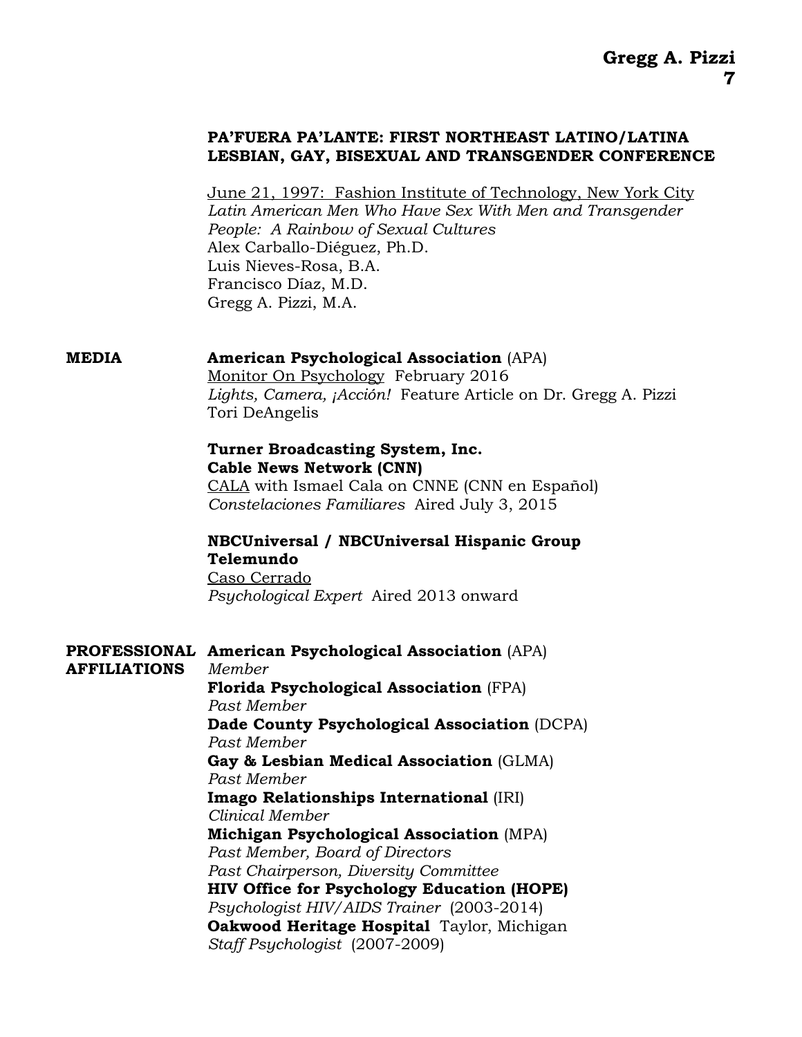**PA'FUERA PA'LANTE: FIRST NORTHEAST LATINO/LATINA LESBIAN, GAY, BISEXUAL AND TRANSGENDER CONFERENCE**

June 21, 1997: Fashion Institute of Technology, New York City
*Latin American Men Who Have Sex With Men and Transgender People: A Rainbow of Sexual Cultures*
Alex Carballo-Diéguez, Ph.D.
Luis Nieves-Rosa, B.A.
Francisco Díaz, M.D.
Gregg A. Pizzi, M.A.

## MEDIA

**American Psychological Association** (APA)
Monitor On Psychology February 2016
*Lights, Camera, ¡Acción!* Feature Article on Dr. Gregg A. Pizzi
Tori DeAngelis

**Turner Broadcasting System, Inc.**
**Cable News Network (CNN)**
CALA with Ismael Cala on CNNE (CNN en Español)
*Constelaciones Familiares* Aired July 3, 2015

**NBCUniversal / NBCUniversal Hispanic Group**
**Telemundo**
Caso Cerrado
*Psychological Expert* Aired 2013 onward

## PROFESSIONAL AFFILIATIONS

**American Psychological Association** (APA)
*Member*
**Florida Psychological Association** (FPA)
*Past Member*
**Dade County Psychological Association** (DCPA)
*Past Member*
**Gay & Lesbian Medical Association** (GLMA)
*Past Member*
**Imago Relationships International** (IRI)
*Clinical Member*
**Michigan Psychological Association** (MPA)
*Past Member, Board of Directors*
*Past Chairperson, Diversity Committee*
**HIV Office for Psychology Education (HOPE)**
*Psychologist HIV/AIDS Trainer* (2003-2014)
**Oakwood Heritage Hospital** Taylor, Michigan
*Staff Psychologist* (2007-2009)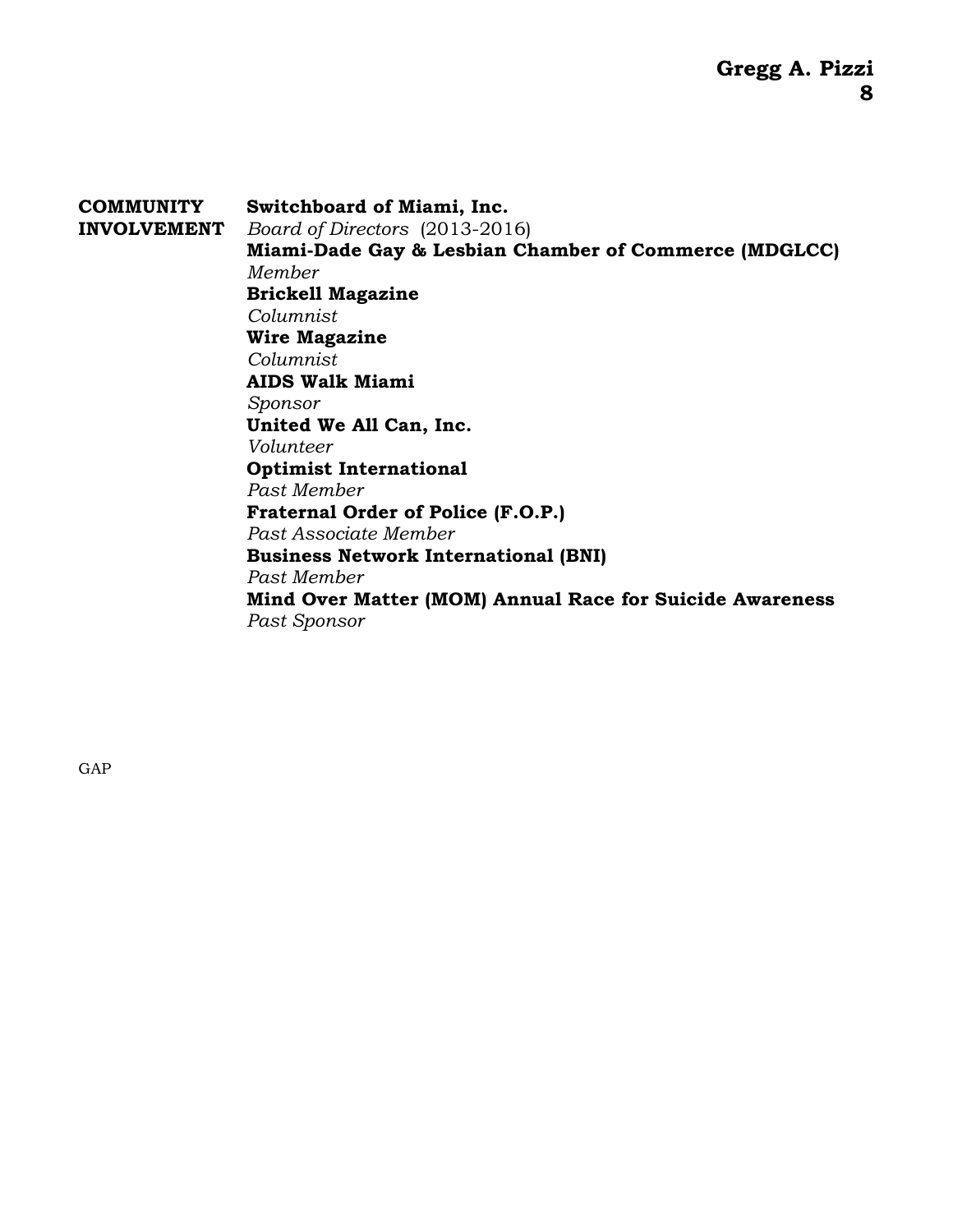## COMMUNITY INVOLVEMENT

**Switchboard of Miami, Inc.**
*Board of Directors* (2013-2016)

**Miami-Dade Gay & Lesbian Chamber of Commerce (MDGLCC)**
*Member*

**Brickell Magazine**
*Columnist*

**Wire Magazine**
*Columnist*

**AIDS Walk Miami**
*Sponsor*

**United We All Can, Inc.**
*Volunteer*

**Optimist International**
*Past Member*

**Fraternal Order of Police (F.O.P.)**
*Past Associate Member*

**Business Network International (BNI)**
*Past Member*

**Mind Over Matter (MOM) Annual Race for Suicide Awareness**
*Past Sponsor*

GAP